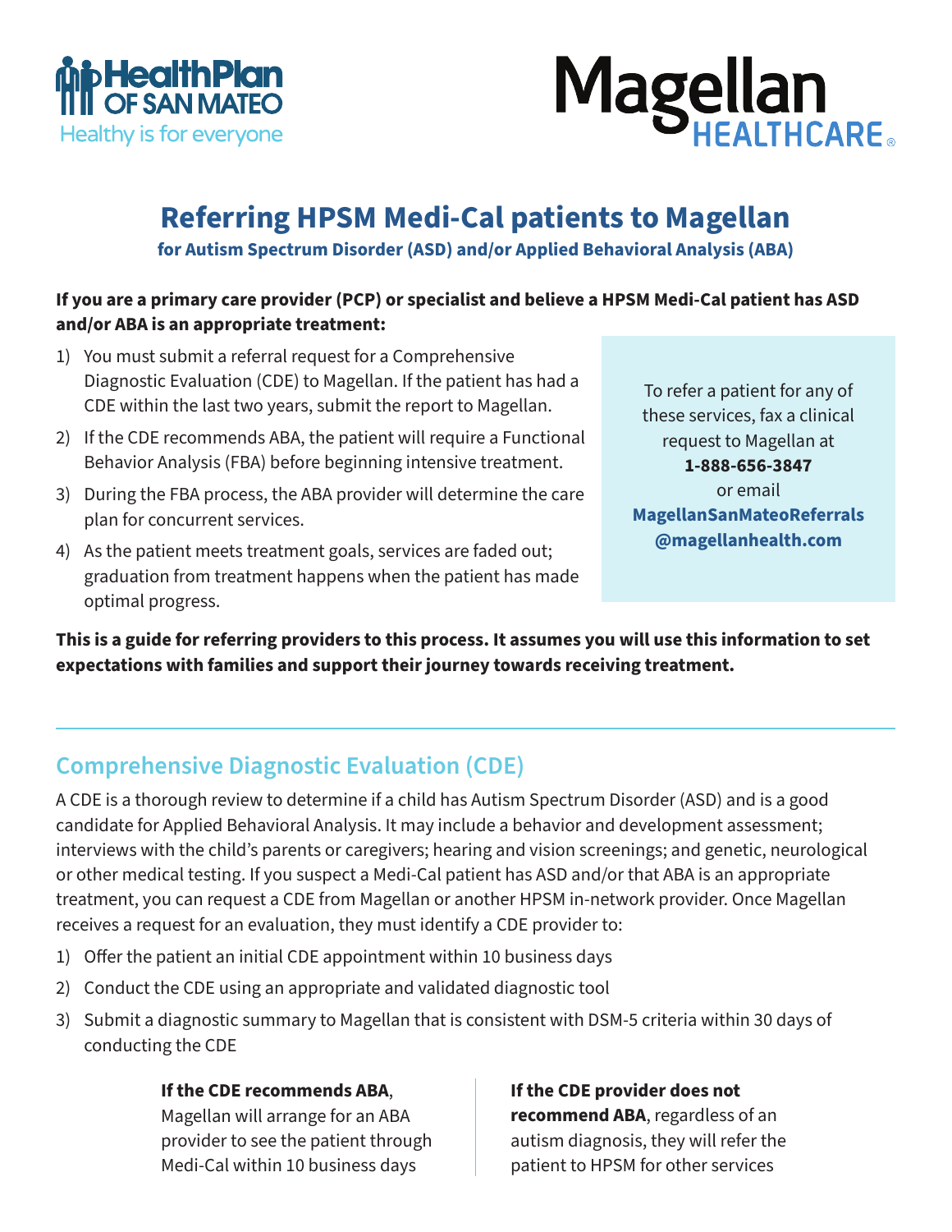HealthPlan OF SAN MATEO
Healthy is for everyone

Magellan HEALTHCARE

# Referring HPSM Medi-Cal patients to Magellan

**for Autism Spectrum Disorder (ASD) and/or Applied Behavioral Analysis (ABA)**

**If you are a primary care provider (PCP) or specialist and believe a HPSM Medi-Cal patient has ASD and/or ABA is an appropriate treatment:**

1) You must submit a referral request for a Comprehensive Diagnostic Evaluation (CDE) to Magellan. If the patient has had a CDE within the last two years, submit the report to Magellan.
2) If the CDE recommends ABA, the patient will require a Functional Behavior Analysis (FBA) before beginning intensive treatment.
3) During the FBA process, the ABA provider will determine the care plan for concurrent services.
4) As the patient meets treatment goals, services are faded out; graduation from treatment happens when the patient has made optimal progress.

To refer a patient for any of these services, fax a clinical request to Magellan at **1-888-656-3847** or email **MagellanSanMateoReferrals@magellanhealth.com**

**This is a guide for referring providers to this process. It assumes you will use this information to set expectations with families and support their journey towards receiving treatment.**

## Comprehensive Diagnostic Evaluation (CDE)

A CDE is a thorough review to determine if a child has Autism Spectrum Disorder (ASD) and is a good candidate for Applied Behavioral Analysis. It may include a behavior and development assessment; interviews with the child's parents or caregivers; hearing and vision screenings; and genetic, neurological or other medical testing. If you suspect a Medi-Cal patient has ASD and/or that ABA is an appropriate treatment, you can request a CDE from Magellan or another HPSM in-network provider. Once Magellan receives a request for an evaluation, they must identify a CDE provider to:

1) Offer the patient an initial CDE appointment within 10 business days
2) Conduct the CDE using an appropriate and validated diagnostic tool
3) Submit a diagnostic summary to Magellan that is consistent with DSM-5 criteria within 30 days of conducting the CDE

**If the CDE recommends ABA**, Magellan will arrange for an ABA provider to see the patient through Medi-Cal within 10 business days

**If the CDE provider does not recommend ABA**, regardless of an autism diagnosis, they will refer the patient to HPSM for other services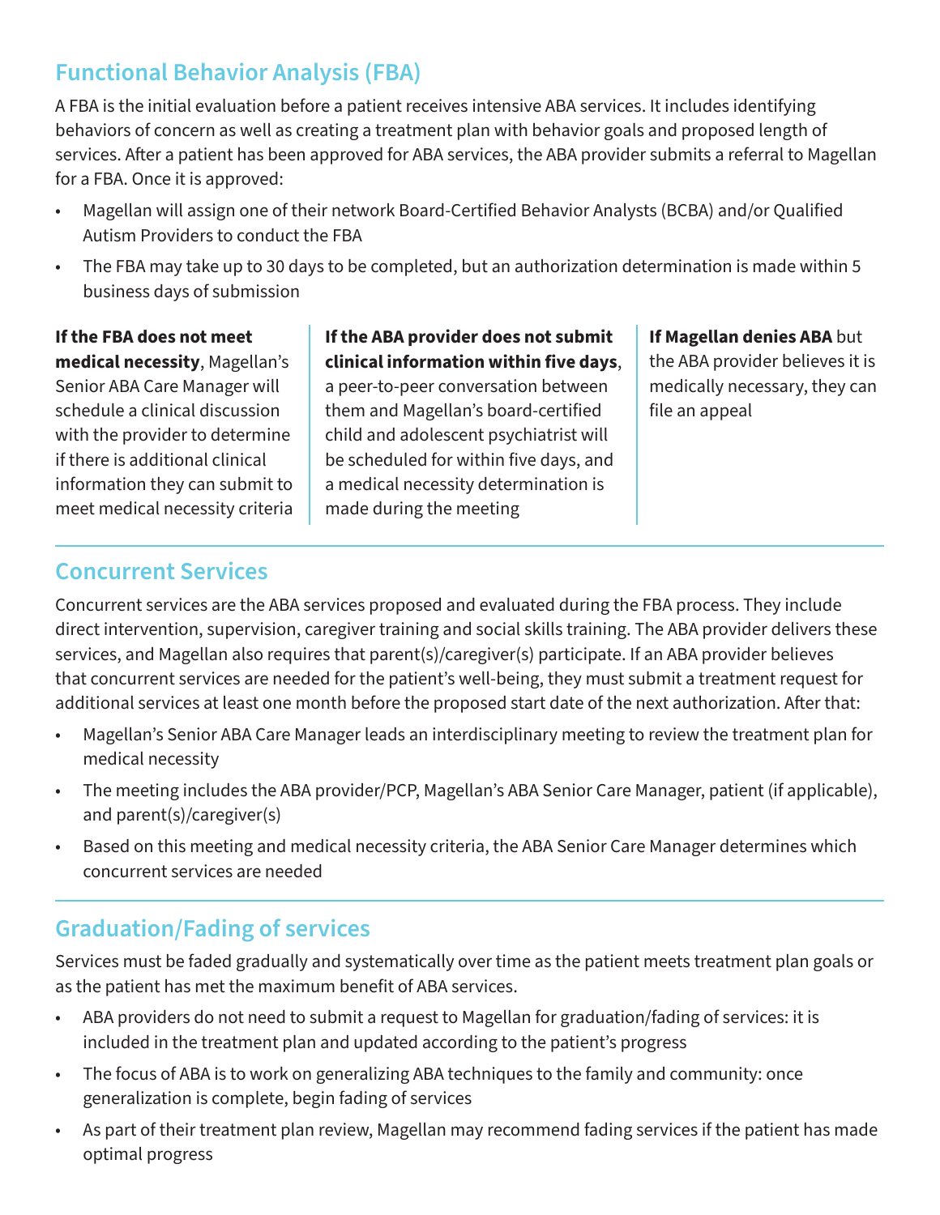## Functional Behavior Analysis (FBA)

A FBA is the initial evaluation before a patient receives intensive ABA services. It includes identifying behaviors of concern as well as creating a treatment plan with behavior goals and proposed length of services. After a patient has been approved for ABA services, the ABA provider submits a referral to Magellan for a FBA. Once it is approved:

- Magellan will assign one of their network Board-Certified Behavior Analysts (BCBA) and/or Qualified Autism Providers to conduct the FBA
- The FBA may take up to 30 days to be completed, but an authorization determination is made within 5 business days of submission

**If the FBA does not meet medical necessity**, Magellan's Senior ABA Care Manager will schedule a clinical discussion with the provider to determine if there is additional clinical information they can submit to meet medical necessity criteria

**If the ABA provider does not submit clinical information within five days**, a peer-to-peer conversation between them and Magellan's board-certified child and adolescent psychiatrist will be scheduled for within five days, and a medical necessity determination is made during the meeting

**If Magellan denies ABA** but the ABA provider believes it is medically necessary, they can file an appeal

## Concurrent Services

Concurrent services are the ABA services proposed and evaluated during the FBA process. They include direct intervention, supervision, caregiver training and social skills training. The ABA provider delivers these services, and Magellan also requires that parent(s)/caregiver(s) participate. If an ABA provider believes that concurrent services are needed for the patient's well-being, they must submit a treatment request for additional services at least one month before the proposed start date of the next authorization. After that:

- Magellan's Senior ABA Care Manager leads an interdisciplinary meeting to review the treatment plan for medical necessity
- The meeting includes the ABA provider/PCP, Magellan's ABA Senior Care Manager, patient (if applicable), and parent(s)/caregiver(s)
- Based on this meeting and medical necessity criteria, the ABA Senior Care Manager determines which concurrent services are needed

## Graduation/Fading of services

Services must be faded gradually and systematically over time as the patient meets treatment plan goals or as the patient has met the maximum benefit of ABA services.

- ABA providers do not need to submit a request to Magellan for graduation/fading of services: it is included in the treatment plan and updated according to the patient's progress
- The focus of ABA is to work on generalizing ABA techniques to the family and community: once generalization is complete, begin fading of services
- As part of their treatment plan review, Magellan may recommend fading services if the patient has made optimal progress